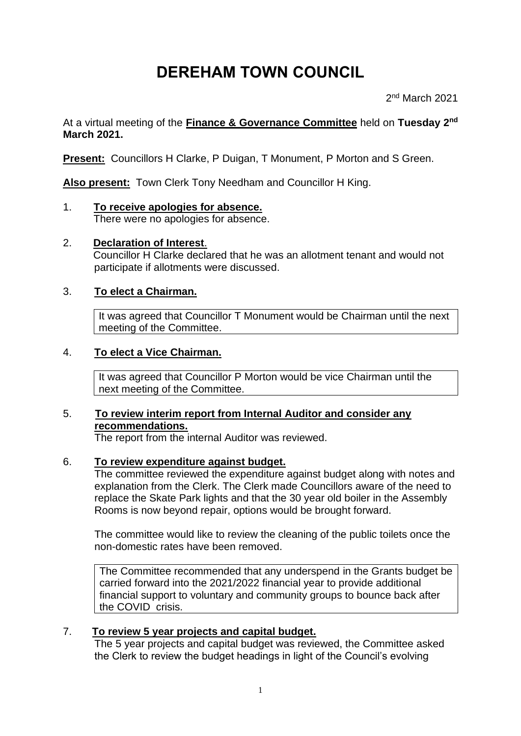# DEREHAM TOWN COUNCIL

2nd March 2021

At a virtual meeting of the **Finance & Governance Committee** held on **Tuesday 2nd March 2021.**

**Present:** Councillors H Clarke, P Duigan, T Monument, P Morton and S Green.

**Also present:** Town Clerk Tony Needham and Councillor H King.

1. **To receive apologies for absence.**
   There were no apologies for absence.

2. **Declaration of Interest**.
   Councillor H Clarke declared that he was an allotment tenant and would not participate if allotments were discussed.

3. **To elect a Chairman.**

   It was agreed that Councillor T Monument would be Chairman until the next meeting of the Committee.

4. **To elect a Vice Chairman.**

   It was agreed that Councillor P Morton would be vice Chairman until the next meeting of the Committee.

5. **To review interim report from Internal Auditor and consider any recommendations.**
   The report from the internal Auditor was reviewed.

6. **To review expenditure against budget.**
   The committee reviewed the expenditure against budget along with notes and explanation from the Clerk. The Clerk made Councillors aware of the need to replace the Skate Park lights and that the 30 year old boiler in the Assembly Rooms is now beyond repair, options would be brought forward.

   The committee would like to review the cleaning of the public toilets once the non-domestic rates have been removed.

   The Committee recommended that any underspend in the Grants budget be carried forward into the 2021/2022 financial year to provide additional financial support to voluntary and community groups to bounce back after the COVID crisis.

7. **To review 5 year projects and capital budget.**
   The 5 year projects and capital budget was reviewed, the Committee asked the Clerk to review the budget headings in light of the Council's evolving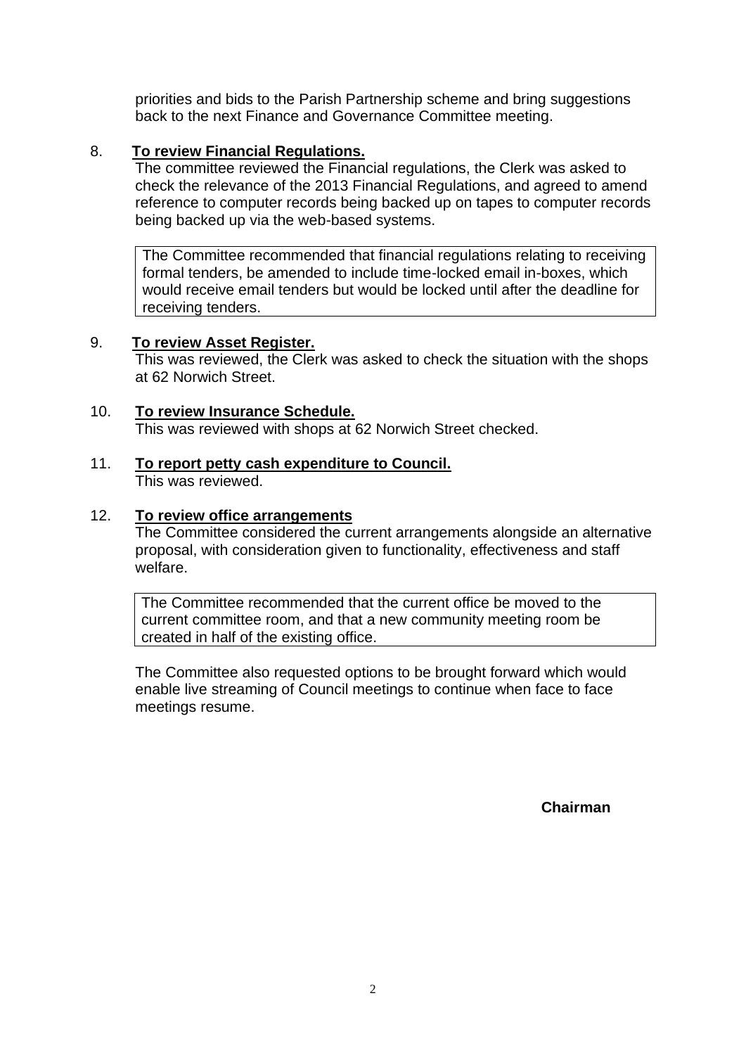priorities and bids to the Parish Partnership scheme and bring suggestions back to the next Finance and Governance Committee meeting.

8. **To review Financial Regulations.**

The committee reviewed the Financial regulations, the Clerk was asked to check the relevance of the 2013 Financial Regulations, and agreed to amend reference to computer records being backed up on tapes to computer records being backed up via the web-based systems.

> The Committee recommended that financial regulations relating to receiving formal tenders, be amended to include time-locked email in-boxes, which would receive email tenders but would be locked until after the deadline for receiving tenders.

9. **To review Asset Register.**

This was reviewed, the Clerk was asked to check the situation with the shops at 62 Norwich Street.

10. **To review Insurance Schedule.**

This was reviewed with shops at 62 Norwich Street checked.

11. **To report petty cash expenditure to Council.**

This was reviewed.

12. **To review office arrangements**

The Committee considered the current arrangements alongside an alternative proposal, with consideration given to functionality, effectiveness and staff welfare.

> The Committee recommended that the current office be moved to the current committee room, and that a new community meeting room be created in half of the existing office.

The Committee also requested options to be brought forward which would enable live streaming of Council meetings to continue when face to face meetings resume.

**Chairman**